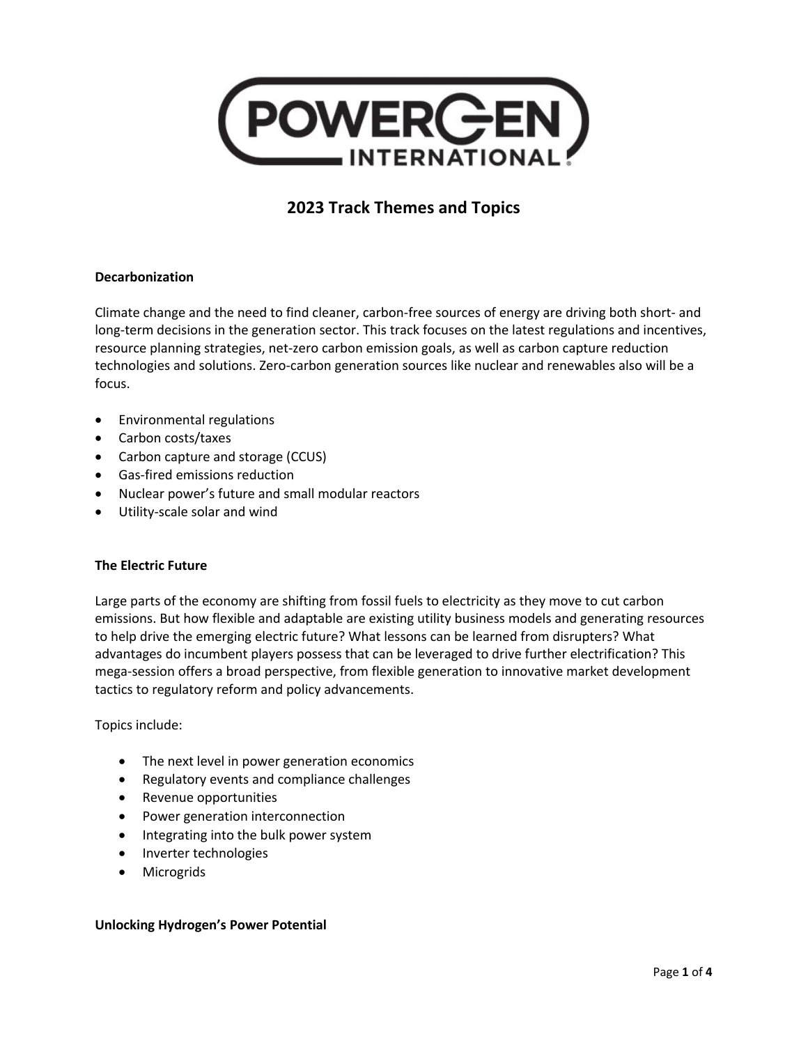# 2023 Track Themes and Topics

**Decarbonization**

Climate change and the need to find cleaner, carbon-free sources of energy are driving both short- and long-term decisions in the generation sector. This track focuses on the latest regulations and incentives, resource planning strategies, net-zero carbon emission goals, as well as carbon capture reduction technologies and solutions. Zero-carbon generation sources like nuclear and renewables also will be a focus.

- Environmental regulations
- Carbon costs/taxes
- Carbon capture and storage (CCUS)
- Gas-fired emissions reduction
- Nuclear power's future and small modular reactors
- Utility-scale solar and wind

**The Electric Future**

Large parts of the economy are shifting from fossil fuels to electricity as they move to cut carbon emissions. But how flexible and adaptable are existing utility business models and generating resources to help drive the emerging electric future? What lessons can be learned from disrupters? What advantages do incumbent players possess that can be leveraged to drive further electrification? This mega-session offers a broad perspective, from flexible generation to innovative market development tactics to regulatory reform and policy advancements.

Topics include:

- The next level in power generation economics
- Regulatory events and compliance challenges
- Revenue opportunities
- Power generation interconnection
- Integrating into the bulk power system
- Inverter technologies
- Microgrids

**Unlocking Hydrogen's Power Potential**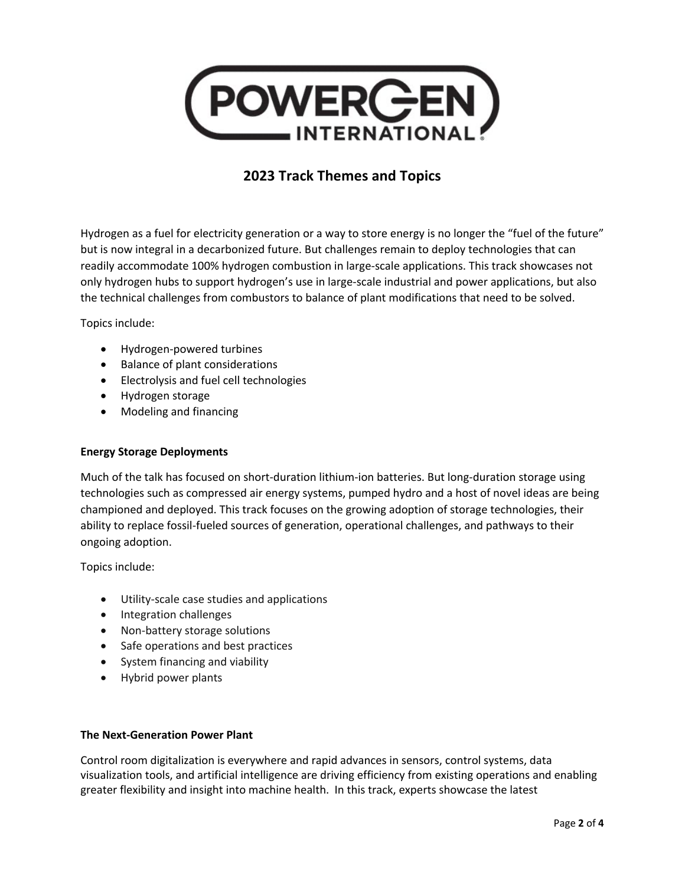## 2023 Track Themes and Topics

Hydrogen as a fuel for electricity generation or a way to store energy is no longer the "fuel of the future" but is now integral in a decarbonized future. But challenges remain to deploy technologies that can readily accommodate 100% hydrogen combustion in large-scale applications. This track showcases not only hydrogen hubs to support hydrogen's use in large-scale industrial and power applications, but also the technical challenges from combustors to balance of plant modifications that need to be solved.

Topics include:

- Hydrogen-powered turbines
- Balance of plant considerations
- Electrolysis and fuel cell technologies
- Hydrogen storage
- Modeling and financing

**Energy Storage Deployments**

Much of the talk has focused on short-duration lithium-ion batteries. But long-duration storage using technologies such as compressed air energy systems, pumped hydro and a host of novel ideas are being championed and deployed. This track focuses on the growing adoption of storage technologies, their ability to replace fossil-fueled sources of generation, operational challenges, and pathways to their ongoing adoption.

Topics include:

- Utility-scale case studies and applications
- Integration challenges
- Non-battery storage solutions
- Safe operations and best practices
- System financing and viability
- Hybrid power plants

**The Next-Generation Power Plant**

Control room digitalization is everywhere and rapid advances in sensors, control systems, data visualization tools, and artificial intelligence are driving efficiency from existing operations and enabling greater flexibility and insight into machine health. In this track, experts showcase the latest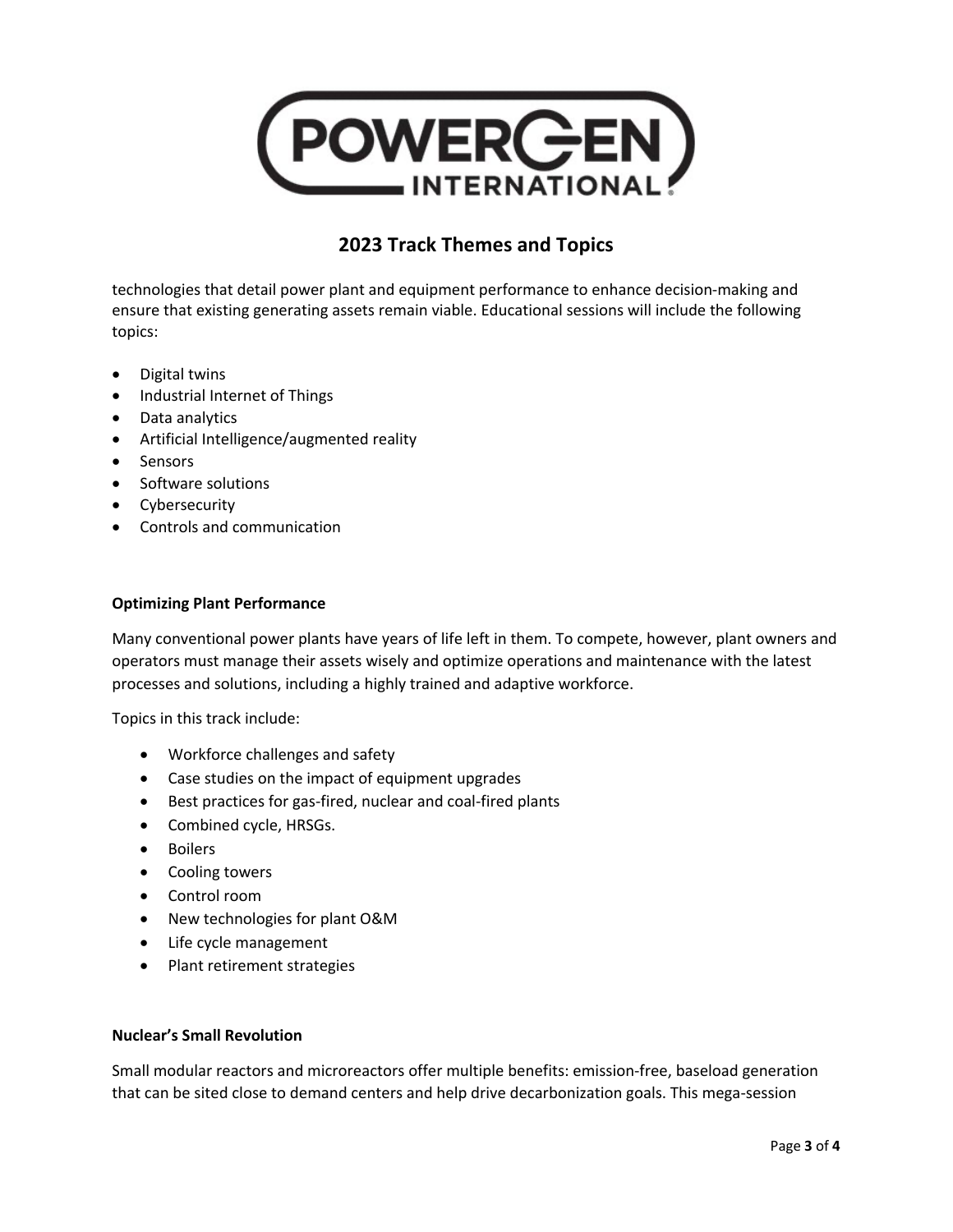## 2023 Track Themes and Topics

technologies that detail power plant and equipment performance to enhance decision-making and ensure that existing generating assets remain viable. Educational sessions will include the following topics:

- Digital twins
- Industrial Internet of Things
- Data analytics
- Artificial Intelligence/augmented reality
- Sensors
- Software solutions
- Cybersecurity
- Controls and communication

**Optimizing Plant Performance**

Many conventional power plants have years of life left in them. To compete, however, plant owners and operators must manage their assets wisely and optimize operations and maintenance with the latest processes and solutions, including a highly trained and adaptive workforce.

Topics in this track include:

- Workforce challenges and safety
- Case studies on the impact of equipment upgrades
- Best practices for gas-fired, nuclear and coal-fired plants
- Combined cycle, HRSGs.
- Boilers
- Cooling towers
- Control room
- New technologies for plant O&M
- Life cycle management
- Plant retirement strategies

**Nuclear's Small Revolution**

Small modular reactors and microreactors offer multiple benefits: emission-free, baseload generation that can be sited close to demand centers and help drive decarbonization goals. This mega-session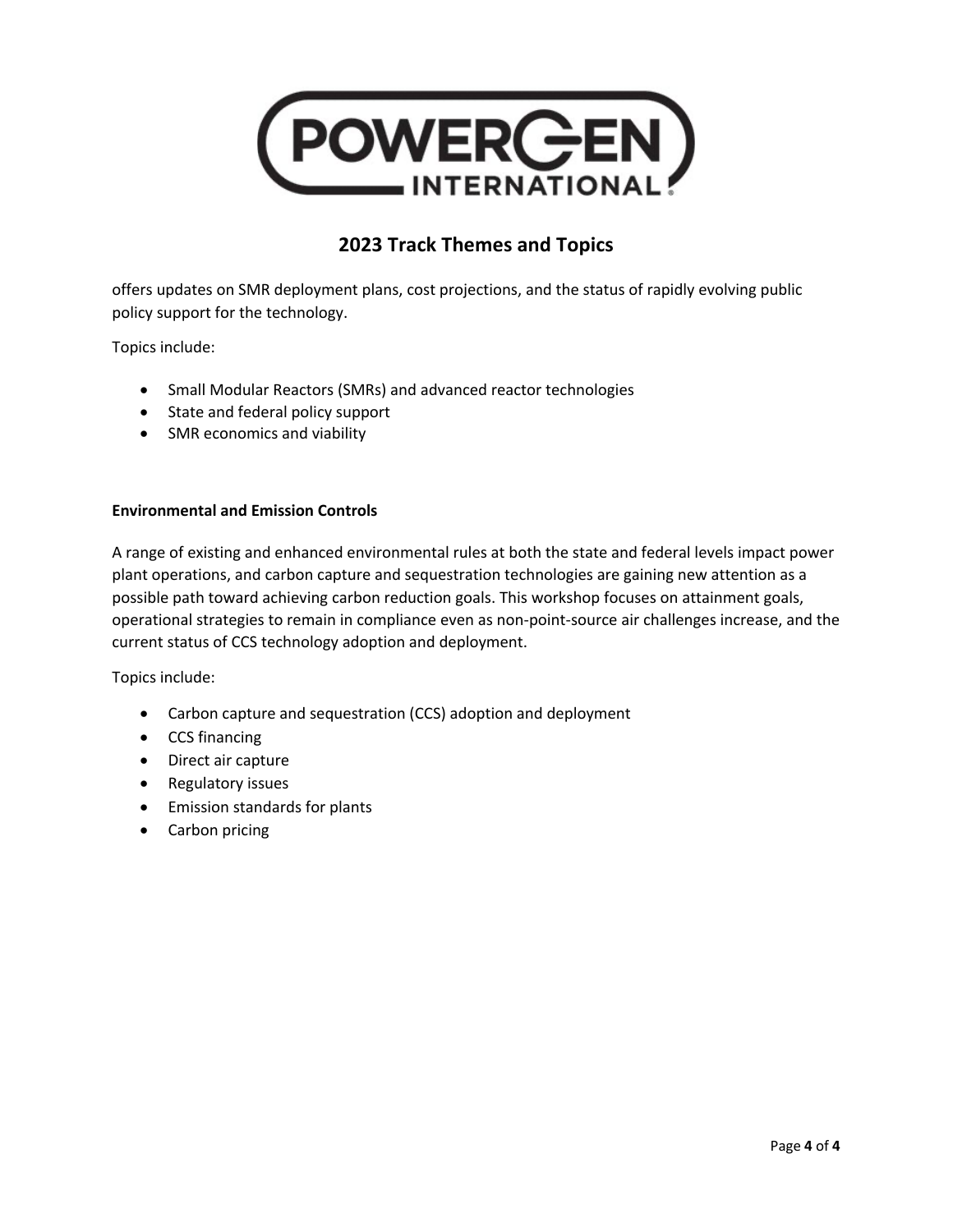## 2023 Track Themes and Topics

offers updates on SMR deployment plans, cost projections, and the status of rapidly evolving public policy support for the technology.

Topics include:

- Small Modular Reactors (SMRs) and advanced reactor technologies
- State and federal policy support
- SMR economics and viability

**Environmental and Emission Controls**

A range of existing and enhanced environmental rules at both the state and federal levels impact power plant operations, and carbon capture and sequestration technologies are gaining new attention as a possible path toward achieving carbon reduction goals. This workshop focuses on attainment goals, operational strategies to remain in compliance even as non-point-source air challenges increase, and the current status of CCS technology adoption and deployment.

Topics include:

- Carbon capture and sequestration (CCS) adoption and deployment
- CCS financing
- Direct air capture
- Regulatory issues
- Emission standards for plants
- Carbon pricing